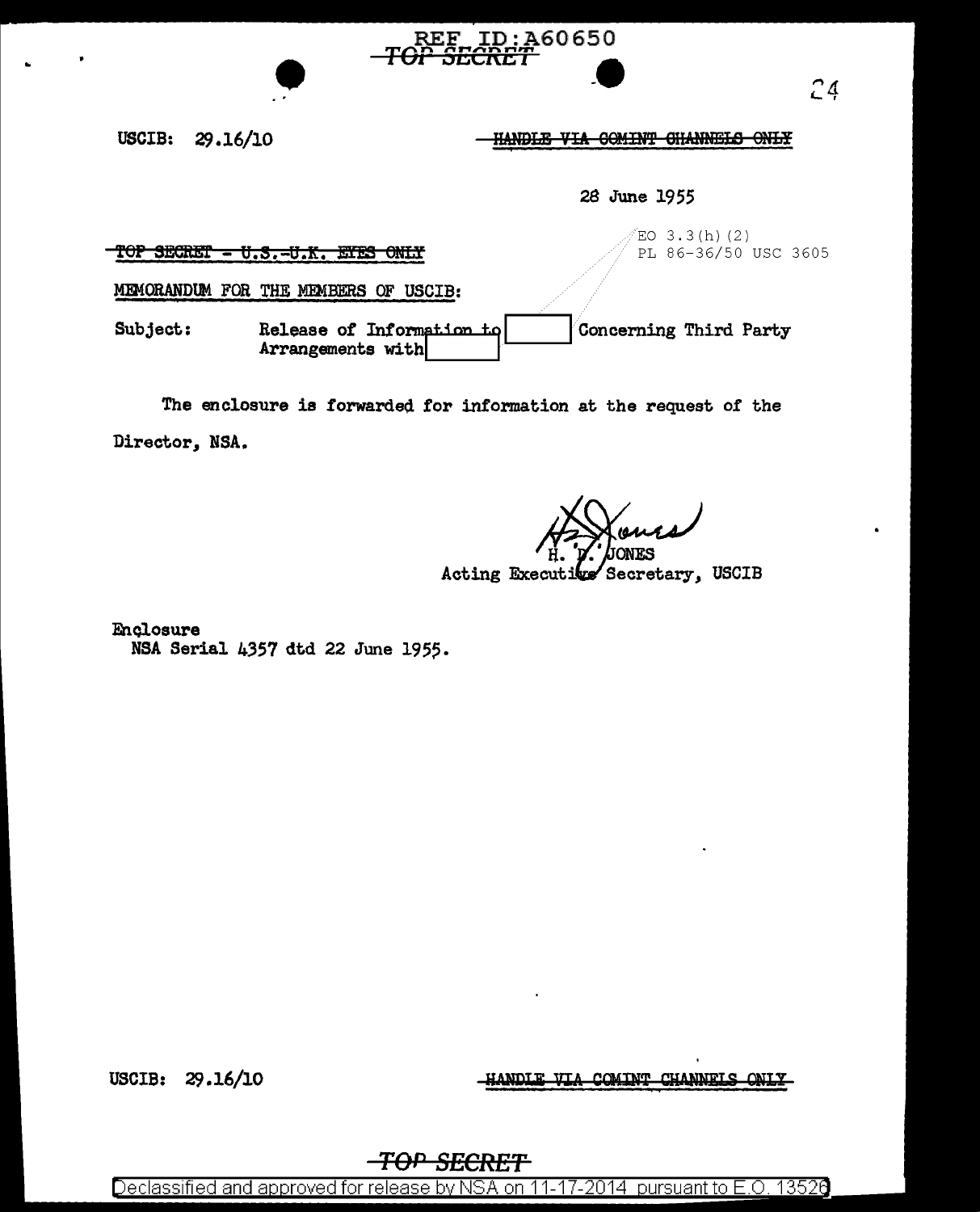REF ID:A60650

~~TOP SECRET~~

USCIB: 29.16/10

~~HANDLE VIA COMINT CHANNELS ONLY~~

28 June 1955

EO 3.3(h)(2)
PL 86-36/50 USC 3605

~~TOP SECRET - U.S.-U.K. EYES ONLY~~

MEMORANDUM FOR THE MEMBERS OF USCIB:

Subject: Release of Information to [REDACTED] Concerning Third Party Arrangements with [REDACTED]

The enclosure is forwarded for information at the request of the Director, NSA.

H. D. JONES
Acting Executive Secretary, USCIB

Enclosure
NSA Serial 4357 dtd 22 June 1955.

USCIB: 29.16/10

~~HANDLE VIA COMINT CHANNELS ONLY~~

~~TOP SECRET~~

Declassified and approved for release by NSA on 11-17-2014 pursuant to E.O. 13526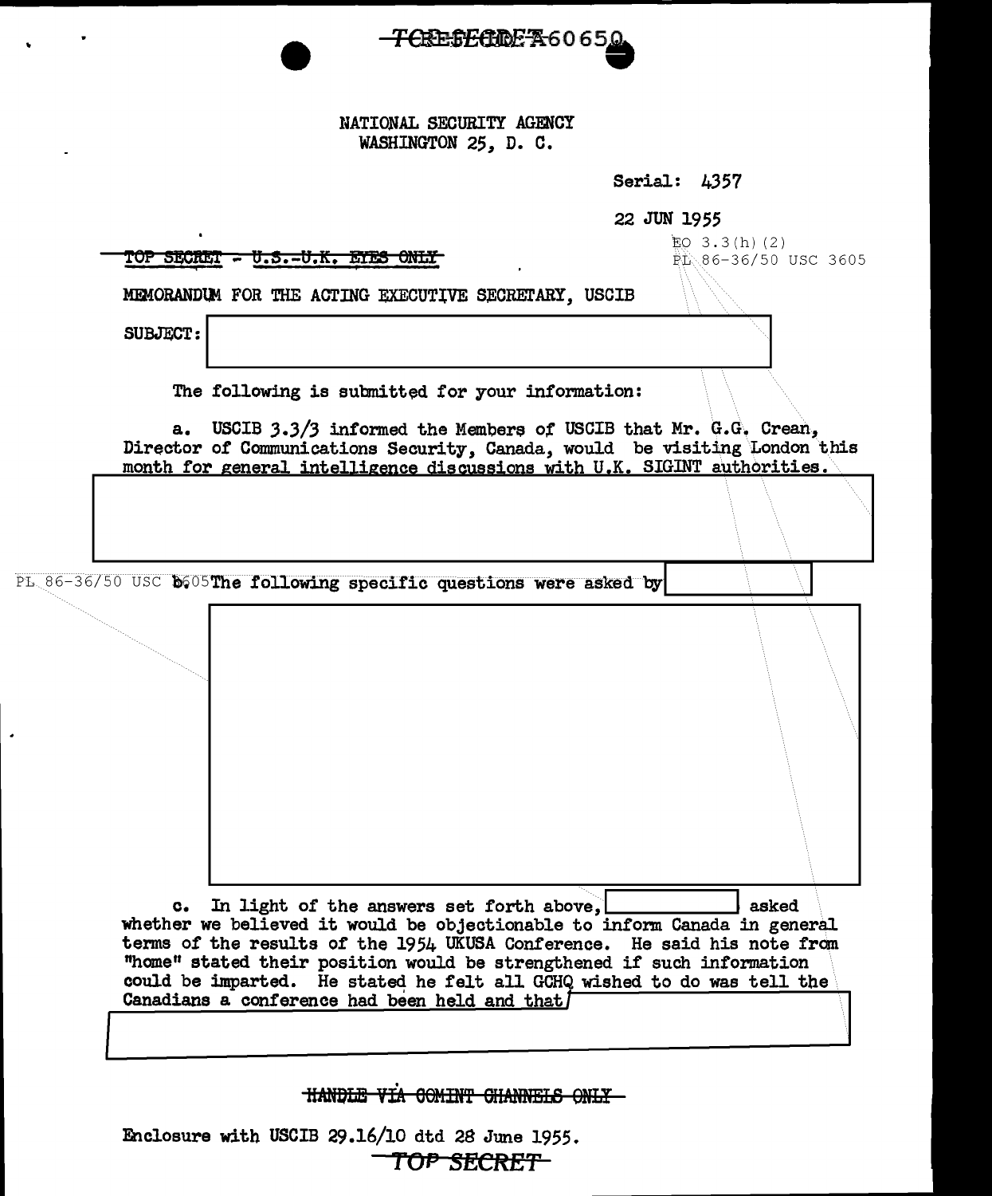TOP SECRET A60650

NATIONAL SECURITY AGENCY
WASHINGTON 25, D. C.

Serial: 4357

22 JUN 1955

EO 3.3(h)(2)
PL 86-36/50 USC 3605

~~TOP SECRET - U.S.-U.K. EYES ONLY~~

MEMORANDUM FOR THE ACTING EXECUTIVE SECRETARY, USCIB

SUBJECT: [REDACTED]

The following is submitted for your information:

a. USCIB 3.3/3 informed the Members of USCIB that Mr. G.G. Crean, Director of Communications Security, Canada, would be visiting London this month for general intelligence discussions with U.K. SIGINT authorities. [REDACTED]

PL 86-36/50 USC 3605

b. The following specific questions were asked by [REDACTED]

[REDACTED]

c. In light of the answers set forth above, [REDACTED] asked whether we believed it would be objectionable to inform Canada in general terms of the results of the 1954 UKUSA Conference. He said his note from "home" stated their position would be strengthened if such information could be imparted. He stated he felt all GCHQ wished to do was tell the Canadians a conference had been held and that [REDACTED]

~~HANDLE VIA COMINT CHANNELS ONLY~~

Enclosure with USCIB 29.16/10 dtd 28 June 1955.

~~TOP SECRET~~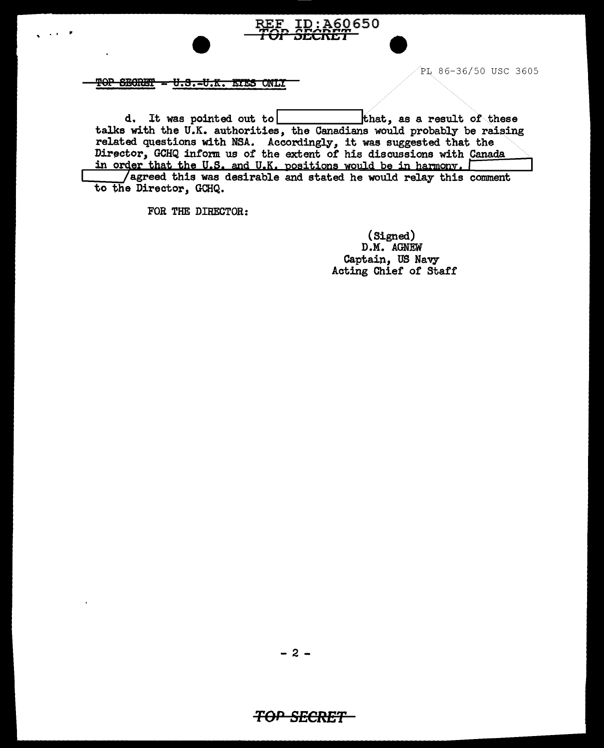TOP SECRET - U.S.-U.K. EYES ONLY

PL 86-36/50 USC 3605

d. It was pointed out to [redacted] that, as a result of these talks with the U.K. authorities, the Canadians would probably be raising related questions with NSA. Accordingly, it was suggested that the Director, GCHQ inform us of the extent of his discussions with Canada in order that the U.S. and U.K. positions would be in harmony. [redacted] agreed this was desirable and stated he would relay this comment to the Director, GCHQ.

FOR THE DIRECTOR:

(Signed)
D.M. AGNEW
Captain, US Navy
Acting Chief of Staff

TOP SECRET